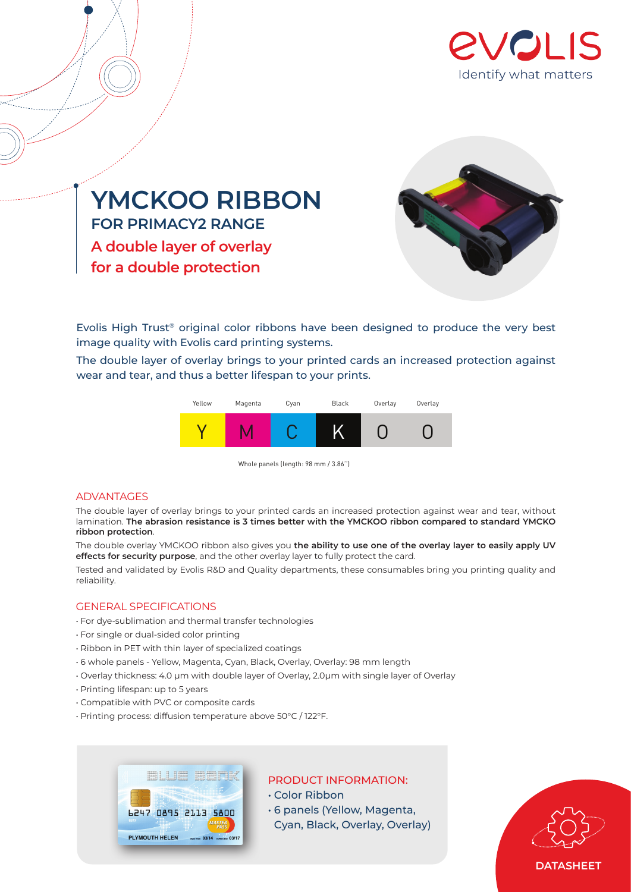# YMCKOO RIBBON

## FOR PRIMACY2 RANGE

**A double layer of overlay for a double protection**

Evolis High Trust® original color ribbons have been designed to produce the very best image quality with Evolis card printing systems.

The double layer of overlay brings to your printed cards an increased protection against wear and tear, and thus a better lifespan to your prints.

| Yellow | Magenta | Cyan | Black | Overlay | Overlay |
|---|---|---|---|---|---|
| Y | M | C | K | O | O |

Whole panels (length: 98 mm / 3.86'')

## ADVANTAGES

The double layer of overlay brings to your printed cards an increased protection against wear and tear, without lamination. **The abrasion resistance is 3 times better with the YMCKOO ribbon compared to standard YMCKO ribbon protection**.

The double overlay YMCKOO ribbon also gives you **the ability to use one of the overlay layer to easily apply UV effects for security purpose**, and the other overlay layer to fully protect the card.

Tested and validated by Evolis R&D and Quality departments, these consumables bring you printing quality and reliability.

## GENERAL SPECIFICATIONS

- For dye-sublimation and thermal transfer technologies
- For single or dual-sided color printing
- Ribbon in PET with thin layer of specialized coatings
- 6 whole panels - Yellow, Magenta, Cyan, Black, Overlay, Overlay: 98 mm length
- Overlay thickness: 4.0 µm with double layer of Overlay, 2.0µm with single layer of Overlay
- Printing lifespan: up to 5 years
- Compatible with PVC or composite cards
- Printing process: diffusion temperature above 50°C / 122°F.

## PRODUCT INFORMATION:

- Color Ribbon
- 6 panels (Yellow, Magenta, Cyan, Black, Overlay, Overlay)

DATASHEET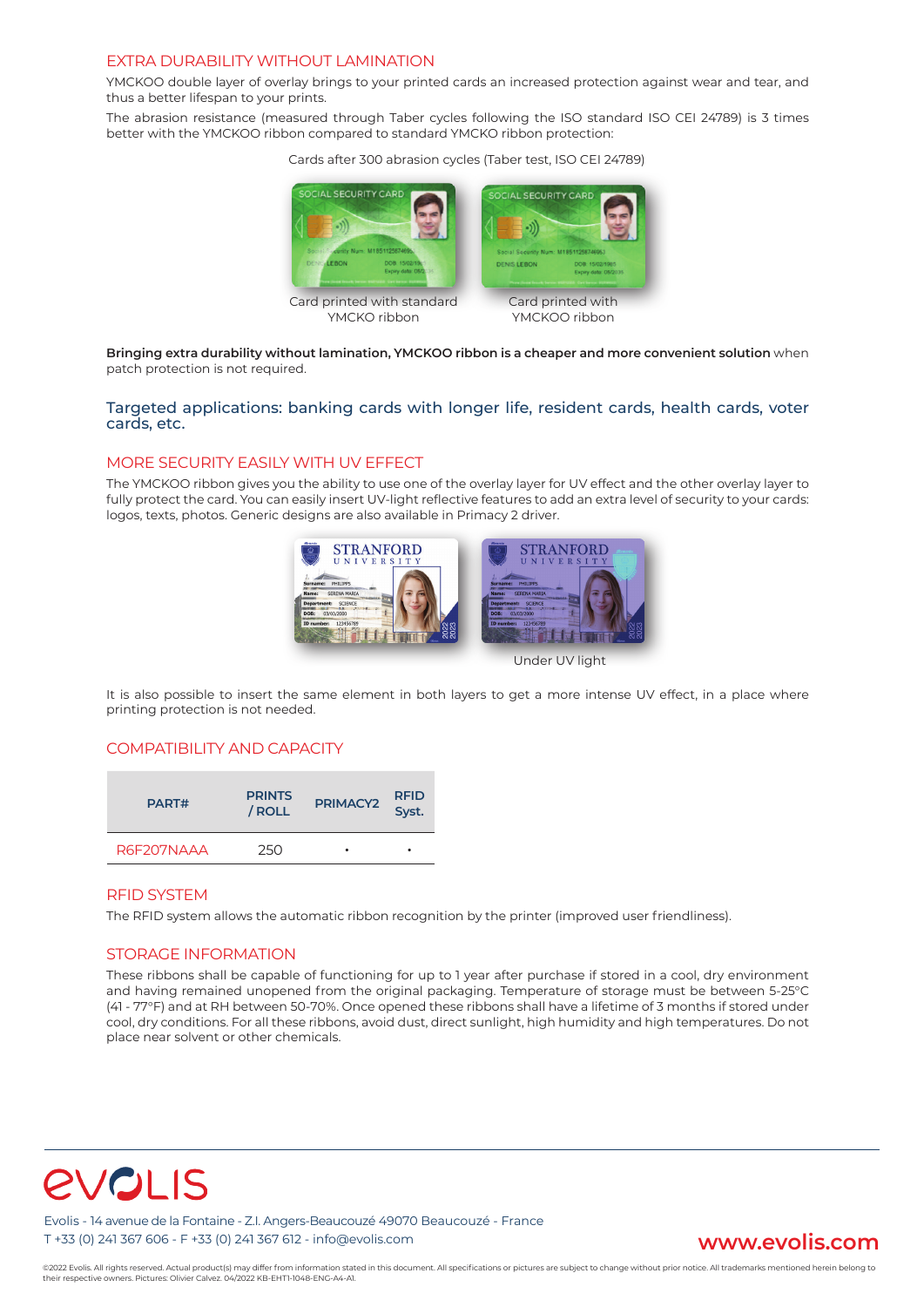## EXTRA DURABILITY WITHOUT LAMINATION

YMCKOO double layer of overlay brings to your printed cards an increased protection against wear and tear, and thus a better lifespan to your prints.

The abrasion resistance (measured through Taber cycles following the ISO standard ISO CEI 24789) is 3 times better with the YMCKOO ribbon compared to standard YMCKO ribbon protection:

Cards after 300 abrasion cycles (Taber test, ISO CEI 24789)

Card printed with standard YMCKO ribbon

Card printed with YMCKOO ribbon

**Bringing extra durability without lamination, YMCKOO ribbon is a cheaper and more convenient solution** when patch protection is not required.

Targeted applications: banking cards with longer life, resident cards, health cards, voter cards, etc.

## MORE SECURITY EASILY WITH UV EFFECT

The YMCKOO ribbon gives you the ability to use one of the overlay layer for UV effect and the other overlay layer to fully protect the card. You can easily insert UV-light reflective features to add an extra level of security to your cards: logos, texts, photos. Generic designs are also available in Primacy 2 driver.

Under UV light

It is also possible to insert the same element in both layers to get a more intense UV effect, in a place where printing protection is not needed.

## COMPATIBILITY AND CAPACITY

| PART# | PRINTS / ROLL | PRIMACY2 | RFID Syst. |
|---|---|---|---|
| R6F207NAAA | 250 | • | • |

## RFID SYSTEM

The RFID system allows the automatic ribbon recognition by the printer (improved user friendliness).

## STORAGE INFORMATION

These ribbons shall be capable of functioning for up to 1 year after purchase if stored in a cool, dry environment and having remained unopened from the original packaging. Temperature of storage must be between 5-25°C (41 - 77°F) and at RH between 50-70%. Once opened these ribbons shall have a lifetime of 3 months if stored under cool, dry conditions. For all these ribbons, avoid dust, direct sunlight, high humidity and high temperatures. Do not place near solvent or other chemicals.

EVOLIS

Evolis - 14 avenue de la Fontaine - Z.I. Angers-Beaucouzé 49070 Beaucouzé - France
T +33 (0) 241 367 606 - F +33 (0) 241 367 612 - info@evolis.com

www.evolis.com

©2022 Evolis. All rights reserved. Actual product(s) may differ from information stated in this document. All specifications or pictures are subject to change without prior notice. All trademarks mentioned herein belong to their respective owners. Pictures: Olivier Calvez. 04/2022 KB-EHT1-1048-ENG-A4-A1.